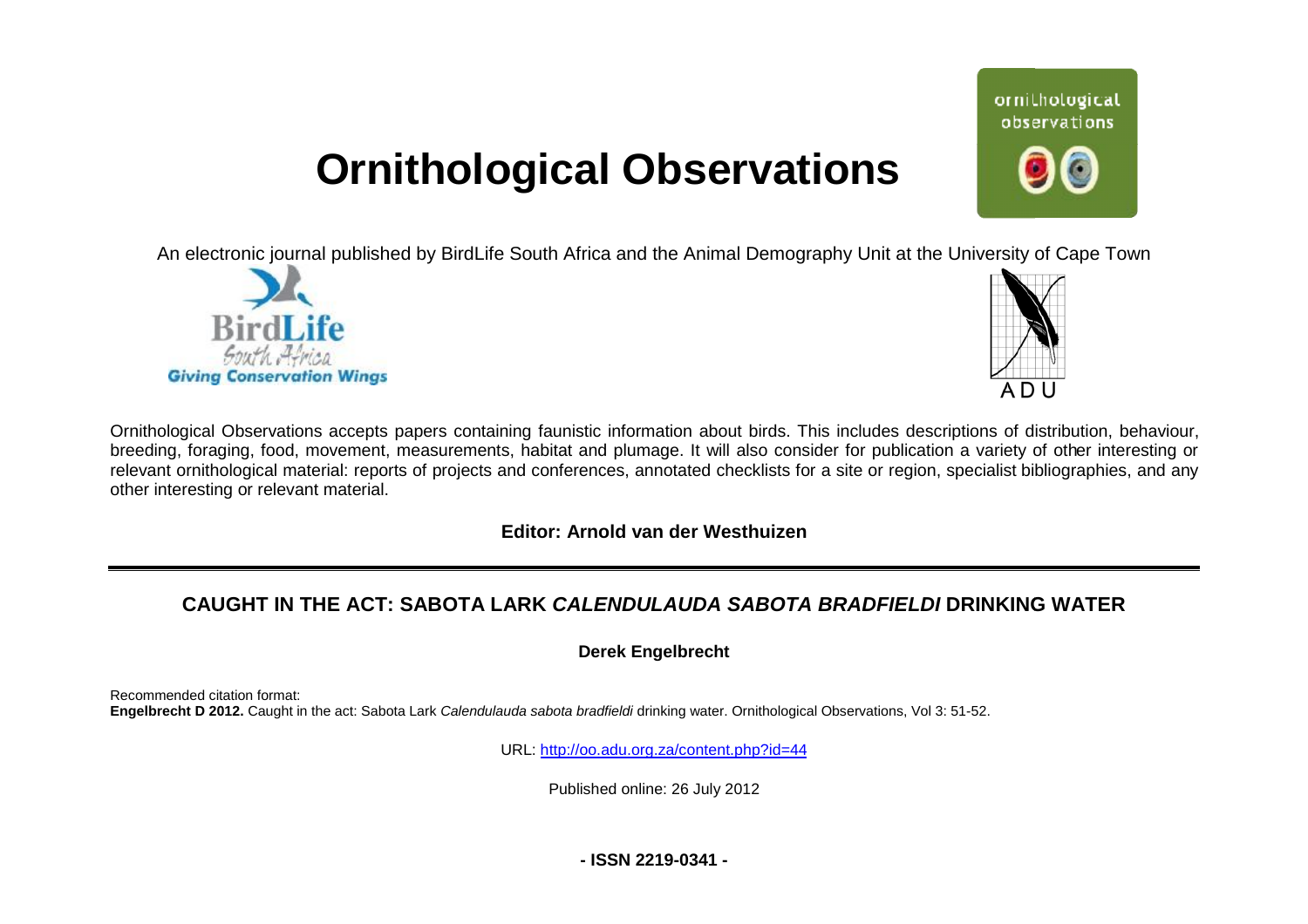# Ornithological Observations

An electronic journal published by BirdLife South Africa and the Animal Demography Unit at the University of Cape Town

Ornithological Observations accepts papers containing faunistic information about birds. This includes descriptions of distribution, behaviour, breeding, foraging, food, movement, measurements, habitat and plumage. It will also consider for publication a variety of other interesting or relevant ornithological material: reports of projects and conferences, annotated checklists for a site or region, specialist bibliographies, and any other interesting or relevant material.

**Editor: Arnold van der Westhuizen**

---

## CAUGHT IN THE ACT: SABOTA LARK *CALENDULAUDA SABOTA BRADFIELDI* DRINKING WATER

**Derek Engelbrecht**

Recommended citation format:
**Engelbrecht D 2012.** Caught in the act: Sabota Lark *Calendulauda sabota bradfieldi* drinking water. Ornithological Observations, Vol 3: 51-52.

URL: http://oo.adu.org.za/content.php?id=44

Published online: 26 July 2012

**- ISSN 2219-0341 -**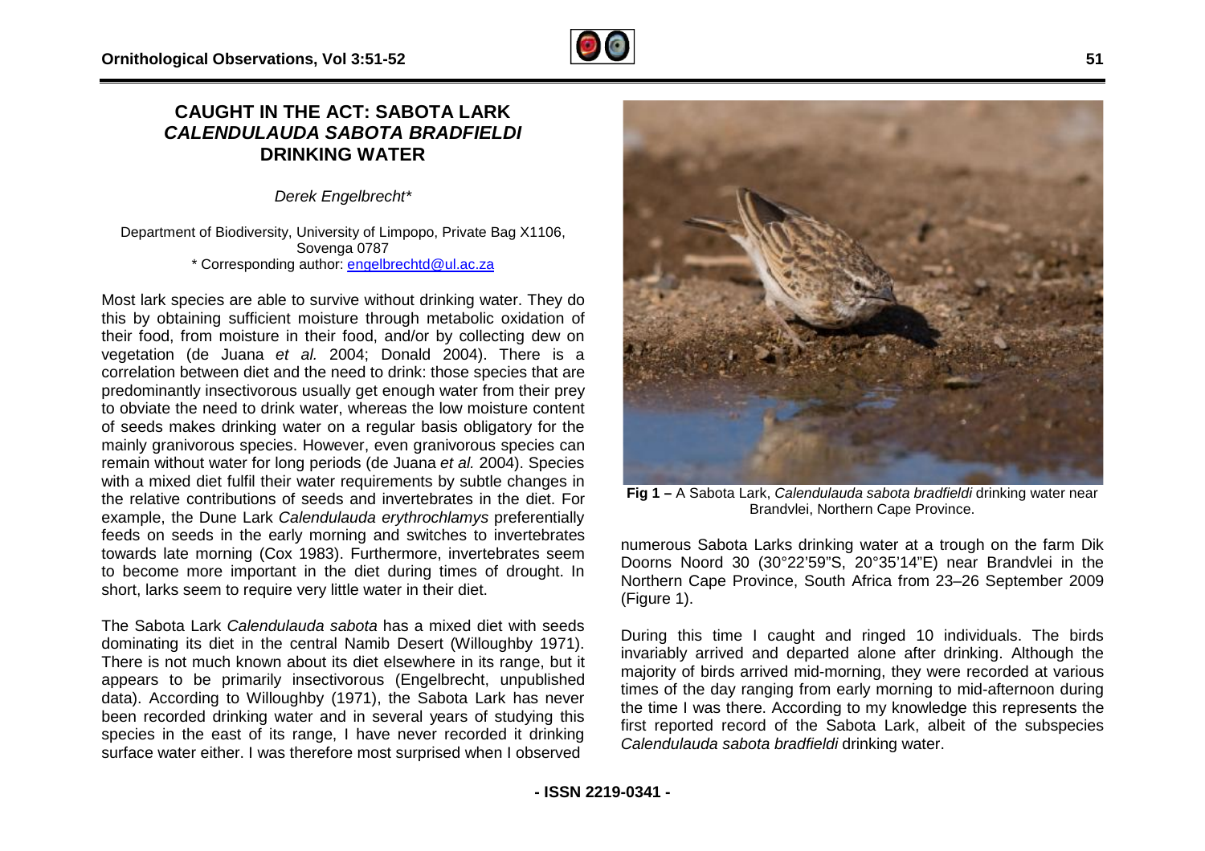# CAUGHT IN THE ACT: SABOTA LARK *CALENDULAUDA SABOTA BRADFIELDI* DRINKING WATER

*Derek Engelbrecht\**

Department of Biodiversity, University of Limpopo, Private Bag X1106, Sovenga 0787
\* Corresponding author: engelbrechtd@ul.ac.za

Most lark species are able to survive without drinking water. They do this by obtaining sufficient moisture through metabolic oxidation of their food, from moisture in their food, and/or by collecting dew on vegetation (de Juana *et al.* 2004; Donald 2004). There is a correlation between diet and the need to drink: those species that are predominantly insectivorous usually get enough water from their prey to obviate the need to drink water, whereas the low moisture content of seeds makes drinking water on a regular basis obligatory for the mainly granivorous species. However, even granivorous species can remain without water for long periods (de Juana *et al.* 2004). Species with a mixed diet fulfil their water requirements by subtle changes in the relative contributions of seeds and invertebrates in the diet. For example, the Dune Lark *Calendulauda erythrochlamys* preferentially feeds on seeds in the early morning and switches to invertebrates towards late morning (Cox 1983). Furthermore, invertebrates seem to become more important in the diet during times of drought. In short, larks seem to require very little water in their diet.

The Sabota Lark *Calendulauda sabota* has a mixed diet with seeds dominating its diet in the central Namib Desert (Willoughby 1971). There is not much known about its diet elsewhere in its range, but it appears to be primarily insectivorous (Engelbrecht, unpublished data). According to Willoughby (1971), the Sabota Lark has never been recorded drinking water and in several years of studying this species in the east of its range, I have never recorded it drinking surface water either. I was therefore most surprised when I observed numerous Sabota Larks drinking water at a trough on the farm Dik Doorns Noord 30 (30°22'59"S, 20°35'14"E) near Brandvlei in the Northern Cape Province, South Africa from 23–26 September 2009 (Figure 1).

**Fig 1 –** A Sabota Lark, *Calendulauda sabota bradfieldi* drinking water near Brandvlei, Northern Cape Province.

During this time I caught and ringed 10 individuals. The birds invariably arrived and departed alone after drinking. Although the majority of birds arrived mid-morning, they were recorded at various times of the day ranging from early morning to mid-afternoon during the time I was there. According to my knowledge this represents the first reported record of the Sabota Lark, albeit of the subspecies *Calendulauda sabota bradfieldi* drinking water.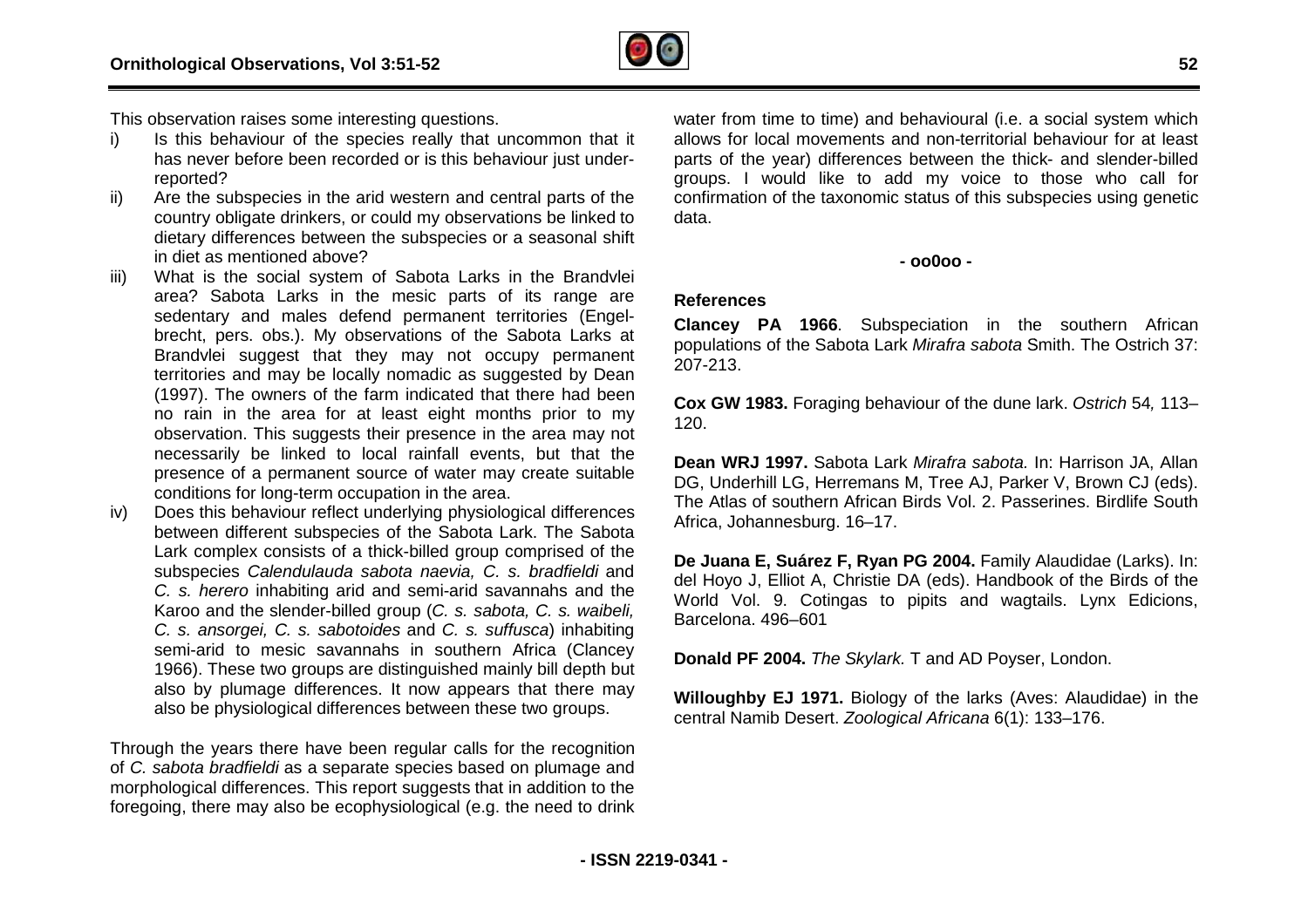This observation raises some interesting questions.

i) Is this behaviour of the species really that uncommon that it has never before been recorded or is this behaviour just under-reported?
ii) Are the subspecies in the arid western and central parts of the country obligate drinkers, or could my observations be linked to dietary differences between the subspecies or a seasonal shift in diet as mentioned above?
iii) What is the social system of Sabota Larks in the Brandvlei area? Sabota Larks in the mesic parts of its range are sedentary and males defend permanent territories (Engelbrecht, pers. obs.). My observations of the Sabota Larks at Brandvlei suggest that they may not occupy permanent territories and may be locally nomadic as suggested by Dean (1997). The owners of the farm indicated that there had been no rain in the area for at least eight months prior to my observation. This suggests their presence in the area may not necessarily be linked to local rainfall events, but that the presence of a permanent source of water may create suitable conditions for long-term occupation in the area.
iv) Does this behaviour reflect underlying physiological differences between different subspecies of the Sabota Lark. The Sabota Lark complex consists of a thick-billed group comprised of the subspecies *Calendulauda sabota naevia, C. s. bradfieldi* and *C. s. herero* inhabiting arid and semi-arid savannahs and the Karoo and the slender-billed group (*C. s. sabota, C. s. waibeli, C. s. ansorgei, C. s. sabotoides* and *C. s. suffusca*) inhabiting semi-arid to mesic savannahs in southern Africa (Clancey 1966). These two groups are distinguished mainly bill depth but also by plumage differences. It now appears that there may also be physiological differences between these two groups.

Through the years there have been regular calls for the recognition of *C. sabota bradfieldi* as a separate species based on plumage and morphological differences. This report suggests that in addition to the foregoing, there may also be ecophysiological (e.g. the need to drink water from time to time) and behavioural (i.e. a social system which allows for local movements and non-territorial behaviour for at least parts of the year) differences between the thick- and slender-billed groups. I would like to add my voice to those who call for confirmation of the taxonomic status of this subspecies using genetic data.

**- oo0oo -**

## References

**Clancey PA 1966**. Subspeciation in the southern African populations of the Sabota Lark *Mirafra sabota* Smith. The Ostrich 37: 207-213.

**Cox GW 1983.** Foraging behaviour of the dune lark. *Ostrich* 54*,* 113–120.

**Dean WRJ 1997.** Sabota Lark *Mirafra sabota.* In: Harrison JA, Allan DG, Underhill LG, Herremans M, Tree AJ, Parker V, Brown CJ (eds). The Atlas of southern African Birds Vol. 2. Passerines. Birdlife South Africa, Johannesburg. 16–17.

**De Juana E, Suárez F, Ryan PG 2004.** Family Alaudidae (Larks). In: del Hoyo J, Elliot A, Christie DA (eds). Handbook of the Birds of the World Vol. 9. Cotingas to pipits and wagtails. Lynx Edicions, Barcelona. 496–601

**Donald PF 2004.** *The Skylark.* T and AD Poyser, London.

**Willoughby EJ 1971.** Biology of the larks (Aves: Alaudidae) in the central Namib Desert. *Zoological Africana* 6(1): 133–176.